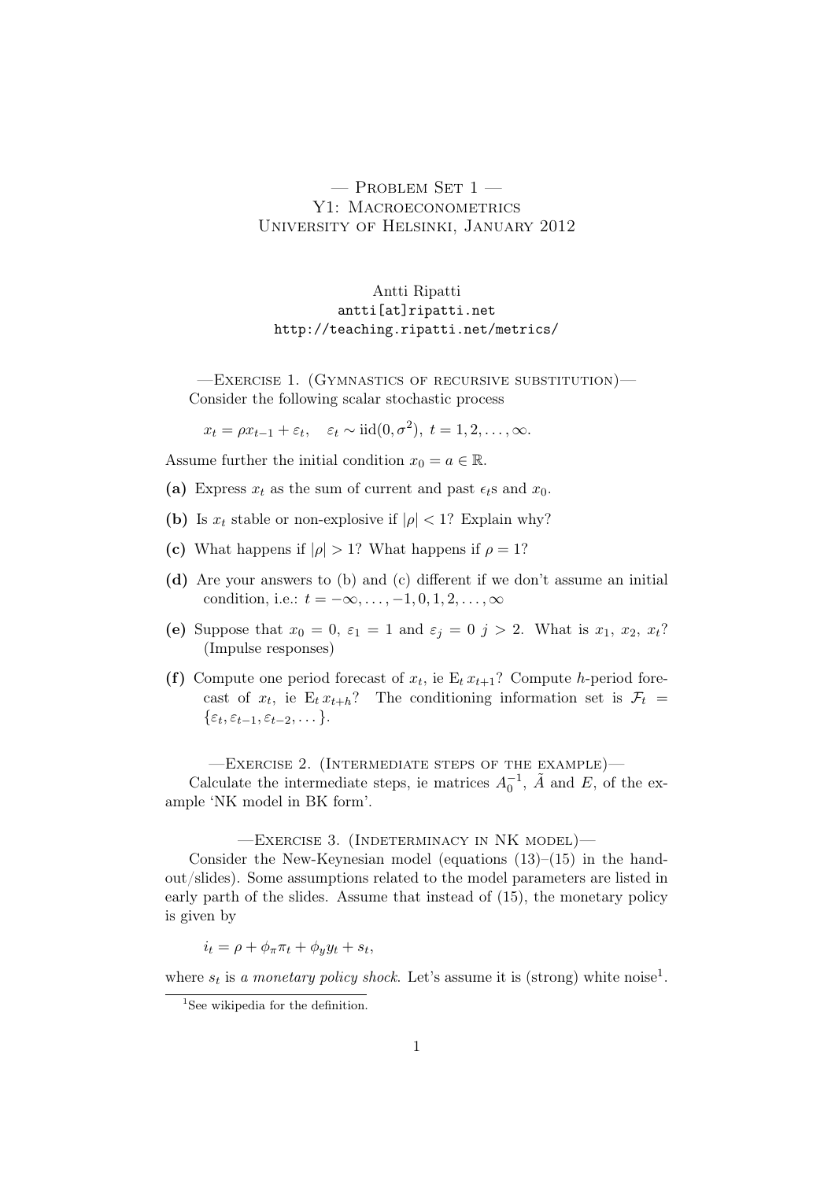— Problem Set 1 —
Y1: Macroeconometrics
University of Helsinki, January 2012

Antti Ripatti
antti[at]ripatti.net
http://teaching.ripatti.net/metrics/

—Exercise 1. (Gymnastics of recursive substitution)—
Consider the following scalar stochastic process

$$x_t = \rho x_{t-1} + \varepsilon_t, \quad \varepsilon_t \sim \text{iid}(0, \sigma^2), \; t = 1, 2, \ldots, \infty.$$

Assume further the initial condition $x_0 = a \in \mathbb{R}$.

**(a)** Express $x_t$ as the sum of current and past $\epsilon_t$s and $x_0$.

**(b)** Is $x_t$ stable or non-explosive if $|\rho| < 1$? Explain why?

**(c)** What happens if $|\rho| > 1$? What happens if $\rho = 1$?

**(d)** Are your answers to (b) and (c) different if we don't assume an initial condition, i.e.: $t = -\infty, \ldots, -1, 0, 1, 2, \ldots, \infty$

**(e)** Suppose that $x_0 = 0$, $\varepsilon_1 = 1$ and $\varepsilon_j = 0 \; j > 2$. What is $x_1$, $x_2$, $x_t$? (Impulse responses)

**(f)** Compute one period forecast of $x_t$, ie $\mathrm{E}_t \, x_{t+1}$? Compute $h$-period forecast of $x_t$, ie $\mathrm{E}_t \, x_{t+h}$? The conditioning information set is $\mathcal{F}_t = \{\varepsilon_t, \varepsilon_{t-1}, \varepsilon_{t-2}, \ldots\}$.

—Exercise 2. (Intermediate steps of the example)—
Calculate the intermediate steps, ie matrices $A_0^{-1}$, $\tilde{A}$ and $E$, of the example 'NK model in BK form'.

—Exercise 3. (Indeterminacy in NK model)—
Consider the New-Keynesian model (equations (13)–(15) in the handout/slides). Some assumptions related to the model parameters are listed in early parth of the slides. Assume that instead of (15), the monetary policy is given by

$$i_t = \rho + \phi_\pi \pi_t + \phi_y y_t + s_t,$$

where $s_t$ is *a monetary policy shock*. Let's assume it is (strong) white noise[1].

[1] See wikipedia for the definition.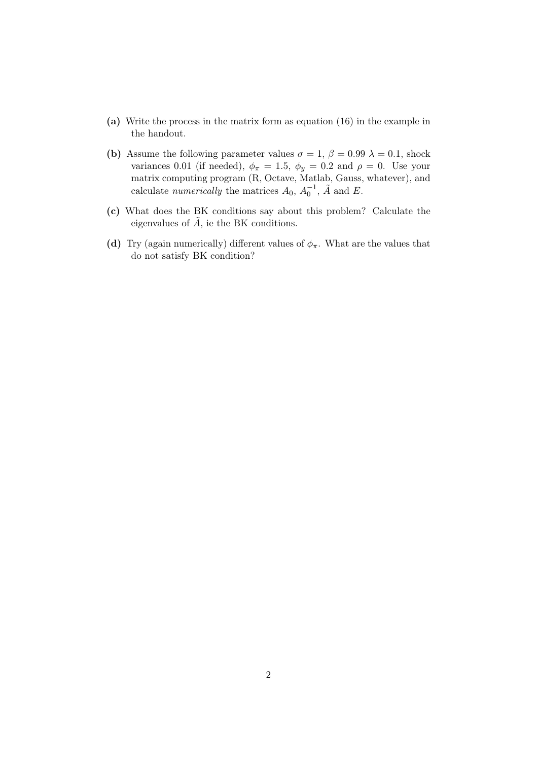**(a)** Write the process in the matrix form as equation (16) in the example in the handout.

**(b)** Assume the following parameter values $\sigma = 1$, $\beta = 0.99$ $\lambda = 0.1$, shock variances 0.01 (if needed), $\phi_\pi = 1.5$, $\phi_y = 0.2$ and $\rho = 0$. Use your matrix computing program (R, Octave, Matlab, Gauss, whatever), and calculate *numerically* the matrices $A_0$, $A_0^{-1}$, $\tilde{A}$ and $E$.

**(c)** What does the BK conditions say about this problem? Calculate the eigenvalues of $\tilde{A}$, ie the BK conditions.

**(d)** Try (again numerically) different values of $\phi_\pi$. What are the values that do not satisfy BK condition?